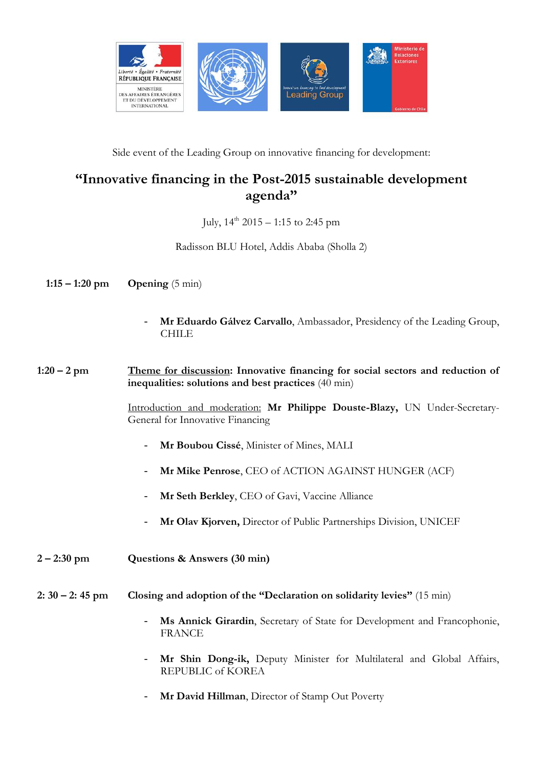Side event of the Leading Group on innovative financing for development:

# "Innovative financing in the Post-2015 sustainable development agenda"

July, 14th 2015 – 1:15 to 2:45 pm

Radisson BLU Hotel, Addis Ababa (Sholla 2)

**1:15 – 1:20 pm** **Opening** (5 min)

- **Mr Eduardo Gálvez Carvallo**, Ambassador, Presidency of the Leading Group, CHILE

**1:20 – 2 pm** **Theme for discussion: Innovative financing for social sectors and reduction of inequalities: solutions and best practices** (40 min)

Introduction and moderation: **Mr Philippe Douste-Blazy,** UN Under-Secretary-General for Innovative Financing

- **Mr Boubou Cissé**, Minister of Mines, MALI
- **Mr Mike Penrose**, CEO of ACTION AGAINST HUNGER (ACF)
- **Mr Seth Berkley**, CEO of Gavi, Vaccine Alliance
- **Mr Olav Kjorven,** Director of Public Partnerships Division, UNICEF

**2 – 2:30 pm** **Questions & Answers (30 min)**

**2: 30 – 2: 45 pm** **Closing and adoption of the "Declaration on solidarity levies"** (15 min)

- **Ms Annick Girardin**, Secretary of State for Development and Francophonie, FRANCE
- **Mr Shin Dong-ik,** Deputy Minister for Multilateral and Global Affairs, REPUBLIC of KOREA
- **Mr David Hillman**, Director of Stamp Out Poverty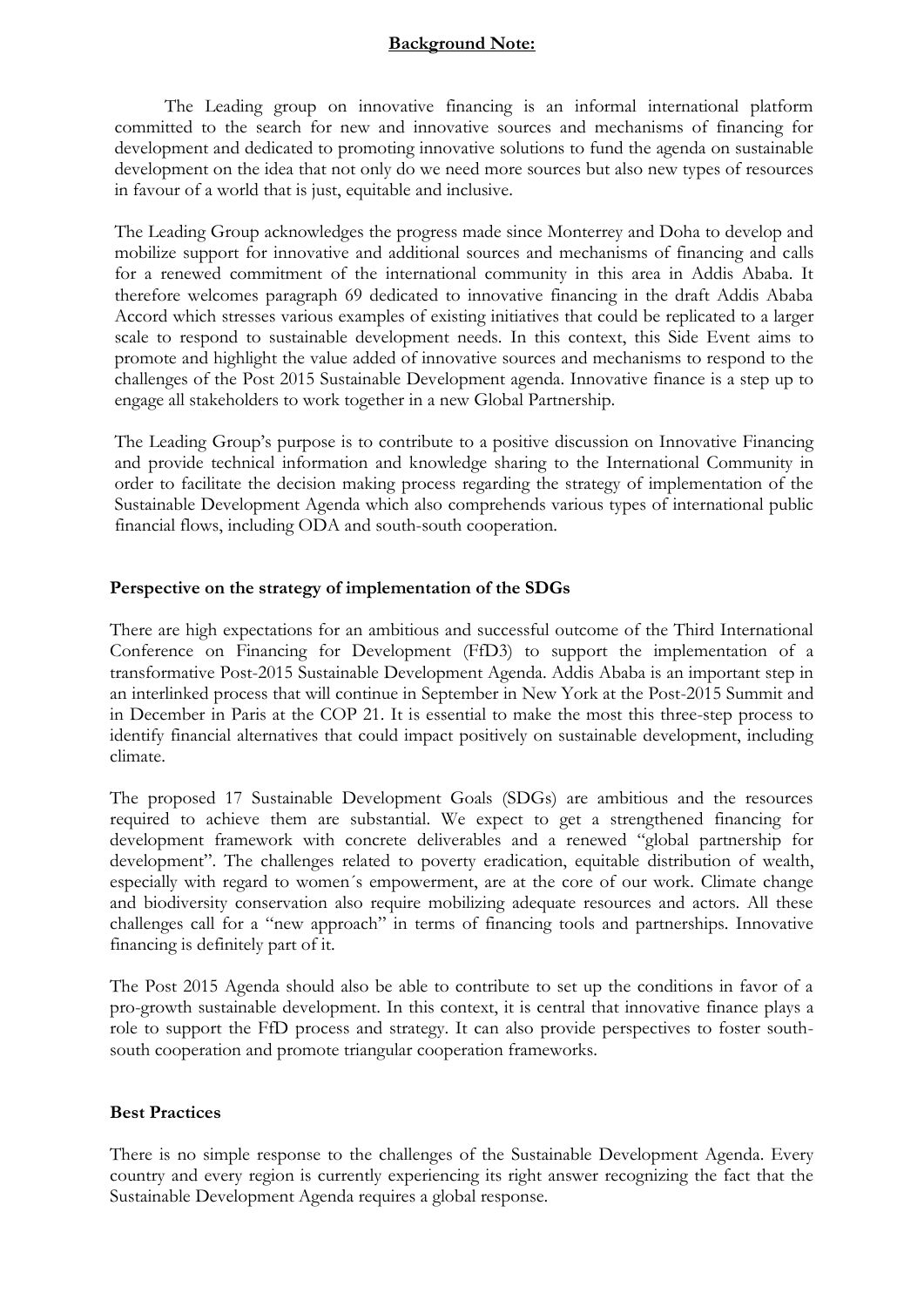## Background Note:

The Leading group on innovative financing is an informal international platform committed to the search for new and innovative sources and mechanisms of financing for development and dedicated to promoting innovative solutions to fund the agenda on sustainable development on the idea that not only do we need more sources but also new types of resources in favour of a world that is just, equitable and inclusive.

The Leading Group acknowledges the progress made since Monterrey and Doha to develop and mobilize support for innovative and additional sources and mechanisms of financing and calls for a renewed commitment of the international community in this area in Addis Ababa. It therefore welcomes paragraph 69 dedicated to innovative financing in the draft Addis Ababa Accord which stresses various examples of existing initiatives that could be replicated to a larger scale to respond to sustainable development needs. In this context, this Side Event aims to promote and highlight the value added of innovative sources and mechanisms to respond to the challenges of the Post 2015 Sustainable Development agenda. Innovative finance is a step up to engage all stakeholders to work together in a new Global Partnership.

The Leading Group's purpose is to contribute to a positive discussion on Innovative Financing and provide technical information and knowledge sharing to the International Community in order to facilitate the decision making process regarding the strategy of implementation of the Sustainable Development Agenda which also comprehends various types of international public financial flows, including ODA and south-south cooperation.

### Perspective on the strategy of implementation of the SDGs

There are high expectations for an ambitious and successful outcome of the Third International Conference on Financing for Development (FfD3) to support the implementation of a transformative Post-2015 Sustainable Development Agenda. Addis Ababa is an important step in an interlinked process that will continue in September in New York at the Post-2015 Summit and in December in Paris at the COP 21. It is essential to make the most this three-step process to identify financial alternatives that could impact positively on sustainable development, including climate.

The proposed 17 Sustainable Development Goals (SDGs) are ambitious and the resources required to achieve them are substantial. We expect to get a strengthened financing for development framework with concrete deliverables and a renewed "global partnership for development". The challenges related to poverty eradication, equitable distribution of wealth, especially with regard to women´s empowerment, are at the core of our work. Climate change and biodiversity conservation also require mobilizing adequate resources and actors. All these challenges call for a "new approach" in terms of financing tools and partnerships. Innovative financing is definitely part of it.

The Post 2015 Agenda should also be able to contribute to set up the conditions in favor of a pro-growth sustainable development. In this context, it is central that innovative finance plays a role to support the FfD process and strategy. It can also provide perspectives to foster south-south cooperation and promote triangular cooperation frameworks.

### Best Practices

There is no simple response to the challenges of the Sustainable Development Agenda. Every country and every region is currently experiencing its right answer recognizing the fact that the Sustainable Development Agenda requires a global response.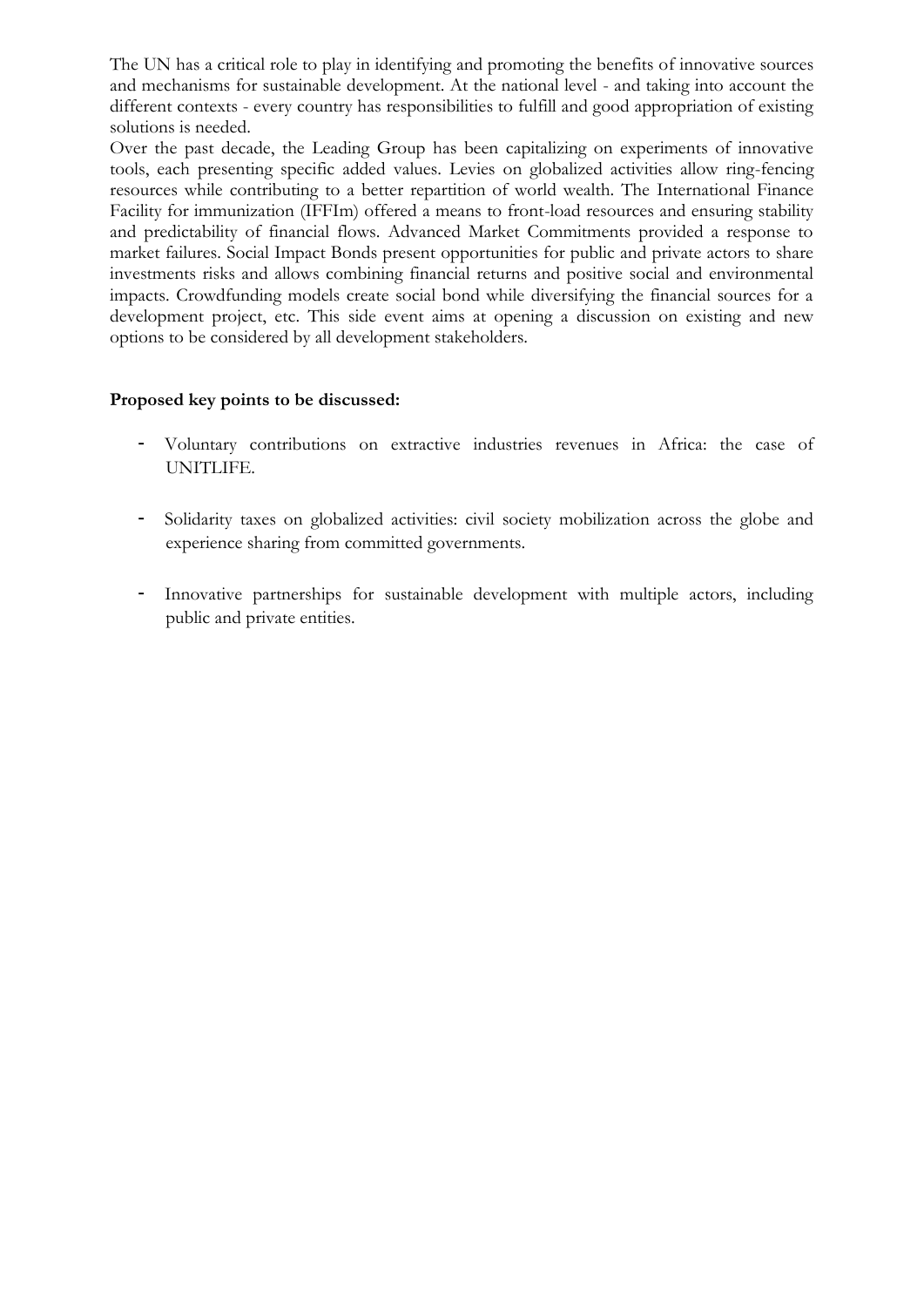The UN has a critical role to play in identifying and promoting the benefits of innovative sources and mechanisms for sustainable development. At the national level - and taking into account the different contexts - every country has responsibilities to fulfill and good appropriation of existing solutions is needed.

Over the past decade, the Leading Group has been capitalizing on experiments of innovative tools, each presenting specific added values. Levies on globalized activities allow ring-fencing resources while contributing to a better repartition of world wealth. The International Finance Facility for immunization (IFFIm) offered a means to front-load resources and ensuring stability and predictability of financial flows. Advanced Market Commitments provided a response to market failures. Social Impact Bonds present opportunities for public and private actors to share investments risks and allows combining financial returns and positive social and environmental impacts. Crowdfunding models create social bond while diversifying the financial sources for a development project, etc. This side event aims at opening a discussion on existing and new options to be considered by all development stakeholders.

**Proposed key points to be discussed:**

- Voluntary contributions on extractive industries revenues in Africa: the case of UNITLIFE.
- Solidarity taxes on globalized activities: civil society mobilization across the globe and experience sharing from committed governments.
- Innovative partnerships for sustainable development with multiple actors, including public and private entities.